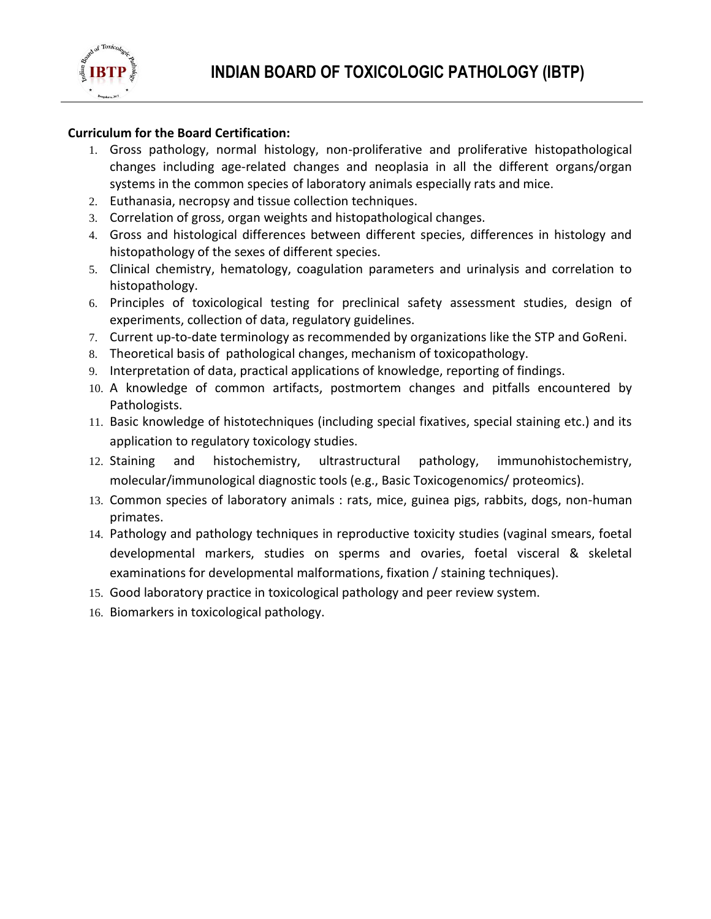# INDIAN BOARD OF TOXICOLOGIC PATHOLOGY (IBTP)

**Curriculum for the Board Certification:**

1. Gross pathology, normal histology, non-proliferative and proliferative histopathological changes including age-related changes and neoplasia in all the different organs/organ systems in the common species of laboratory animals especially rats and mice.
2. Euthanasia, necropsy and tissue collection techniques.
3. Correlation of gross, organ weights and histopathological changes.
4. Gross and histological differences between different species, differences in histology and histopathology of the sexes of different species.
5. Clinical chemistry, hematology, coagulation parameters and urinalysis and correlation to histopathology.
6. Principles of toxicological testing for preclinical safety assessment studies, design of experiments, collection of data, regulatory guidelines.
7. Current up-to-date terminology as recommended by organizations like the STP and GoReni.
8. Theoretical basis of pathological changes, mechanism of toxicopathology.
9. Interpretation of data, practical applications of knowledge, reporting of findings.
10. A knowledge of common artifacts, postmortem changes and pitfalls encountered by Pathologists.
11. Basic knowledge of histotechniques (including special fixatives, special staining etc.) and its application to regulatory toxicology studies.
12. Staining and histochemistry, ultrastructural pathology, immunohistochemistry, molecular/immunological diagnostic tools (e.g., Basic Toxicogenomics/ proteomics).
13. Common species of laboratory animals : rats, mice, guinea pigs, rabbits, dogs, non-human primates.
14. Pathology and pathology techniques in reproductive toxicity studies (vaginal smears, foetal developmental markers, studies on sperms and ovaries, foetal visceral & skeletal examinations for developmental malformations, fixation / staining techniques).
15. Good laboratory practice in toxicological pathology and peer review system.
16. Biomarkers in toxicological pathology.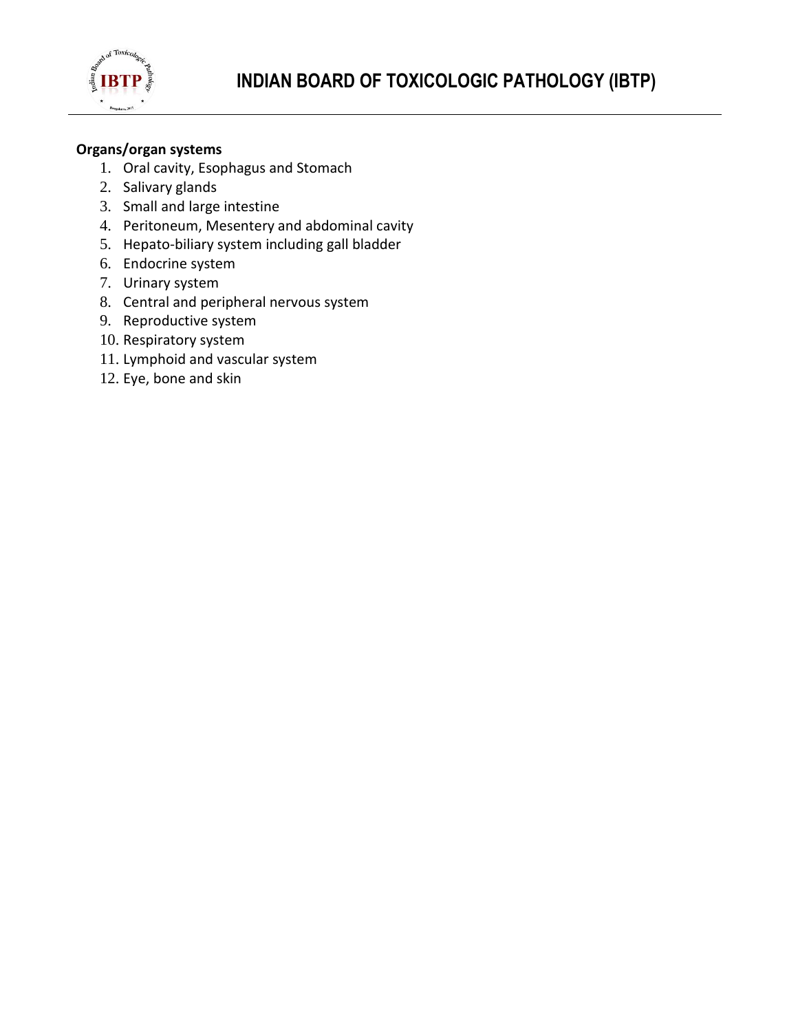**Organs/organ systems**

1. Oral cavity, Esophagus and Stomach
2. Salivary glands
3. Small and large intestine
4. Peritoneum, Mesentery and abdominal cavity
5. Hepato-biliary system including gall bladder
6. Endocrine system
7. Urinary system
8. Central and peripheral nervous system
9. Reproductive system
10. Respiratory system
11. Lymphoid and vascular system
12. Eye, bone and skin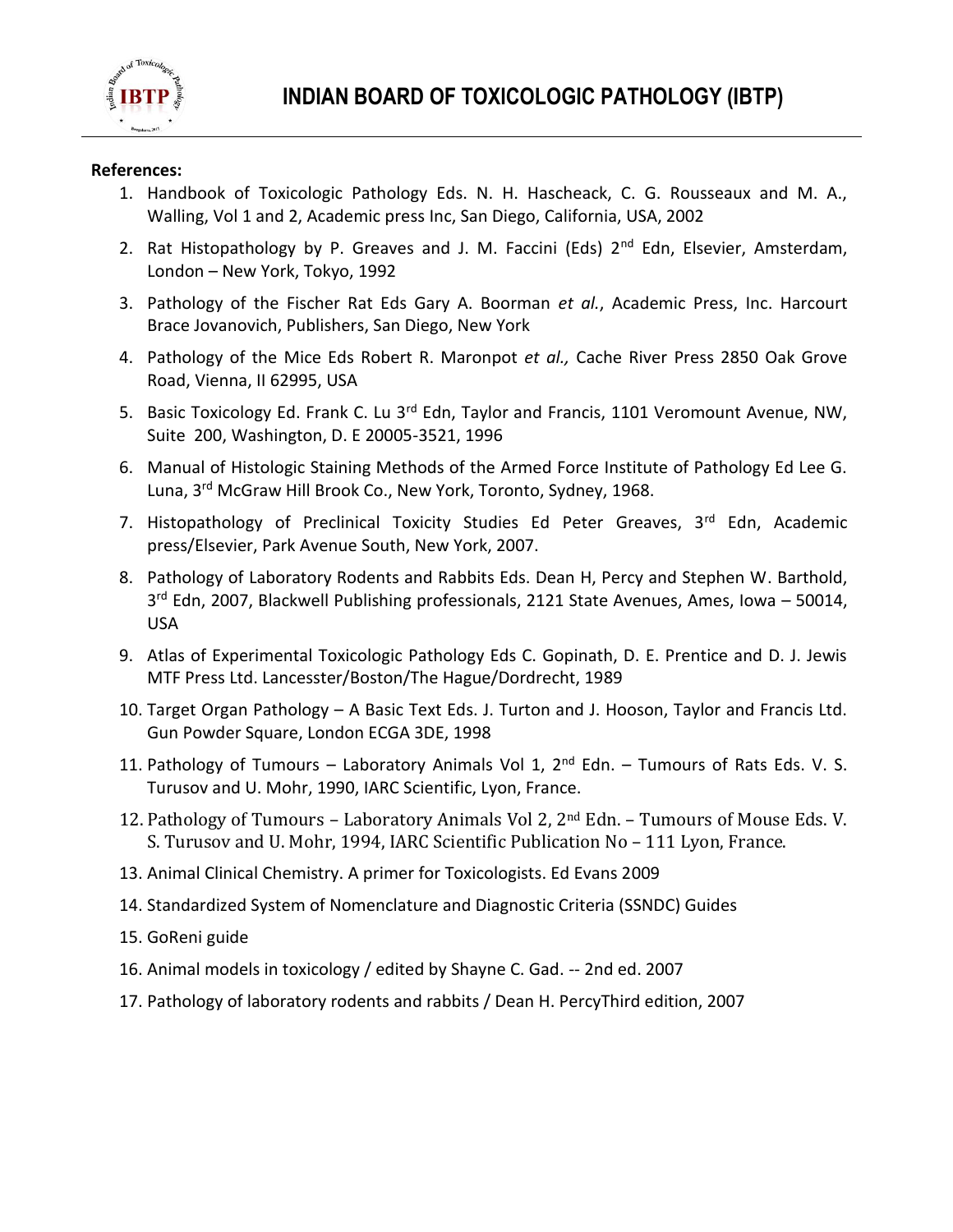**References:**

1. Handbook of Toxicologic Pathology Eds. N. H. Hascheack, C. G. Rousseaux and M. A., Walling, Vol 1 and 2, Academic press Inc, San Diego, California, USA, 2002
2. Rat Histopathology by P. Greaves and J. M. Faccini (Eds) 2nd Edn, Elsevier, Amsterdam, London – New York, Tokyo, 1992
3. Pathology of the Fischer Rat Eds Gary A. Boorman *et al.*, Academic Press, Inc. Harcourt Brace Jovanovich, Publishers, San Diego, New York
4. Pathology of the Mice Eds Robert R. Maronpot *et al.,* Cache River Press 2850 Oak Grove Road, Vienna, II 62995, USA
5. Basic Toxicology Ed. Frank C. Lu 3rd Edn, Taylor and Francis, 1101 Veromount Avenue, NW, Suite 200, Washington, D. E 20005-3521, 1996
6. Manual of Histologic Staining Methods of the Armed Force Institute of Pathology Ed Lee G. Luna, 3rd McGraw Hill Brook Co., New York, Toronto, Sydney, 1968.
7. Histopathology of Preclinical Toxicity Studies Ed Peter Greaves, 3rd Edn, Academic press/Elsevier, Park Avenue South, New York, 2007.
8. Pathology of Laboratory Rodents and Rabbits Eds. Dean H, Percy and Stephen W. Barthold, 3rd Edn, 2007, Blackwell Publishing professionals, 2121 State Avenues, Ames, Iowa – 50014, USA
9. Atlas of Experimental Toxicologic Pathology Eds C. Gopinath, D. E. Prentice and D. J. Jewis MTF Press Ltd. Lancesster/Boston/The Hague/Dordrecht, 1989
10. Target Organ Pathology – A Basic Text Eds. J. Turton and J. Hooson, Taylor and Francis Ltd. Gun Powder Square, London ECGA 3DE, 1998
11. Pathology of Tumours – Laboratory Animals Vol 1, 2nd Edn. – Tumours of Rats Eds. V. S. Turusov and U. Mohr, 1990, IARC Scientific, Lyon, France.
12. Pathology of Tumours – Laboratory Animals Vol 2, 2nd Edn. – Tumours of Mouse Eds. V. S. Turusov and U. Mohr, 1994, IARC Scientific Publication No – 111 Lyon, France.
13. Animal Clinical Chemistry. A primer for Toxicologists. Ed Evans 2009
14. Standardized System of Nomenclature and Diagnostic Criteria (SSNDC) Guides
15. GoReni guide
16. Animal models in toxicology / edited by Shayne C. Gad. -- 2nd ed. 2007
17. Pathology of laboratory rodents and rabbits / Dean H. PercyThird edition, 2007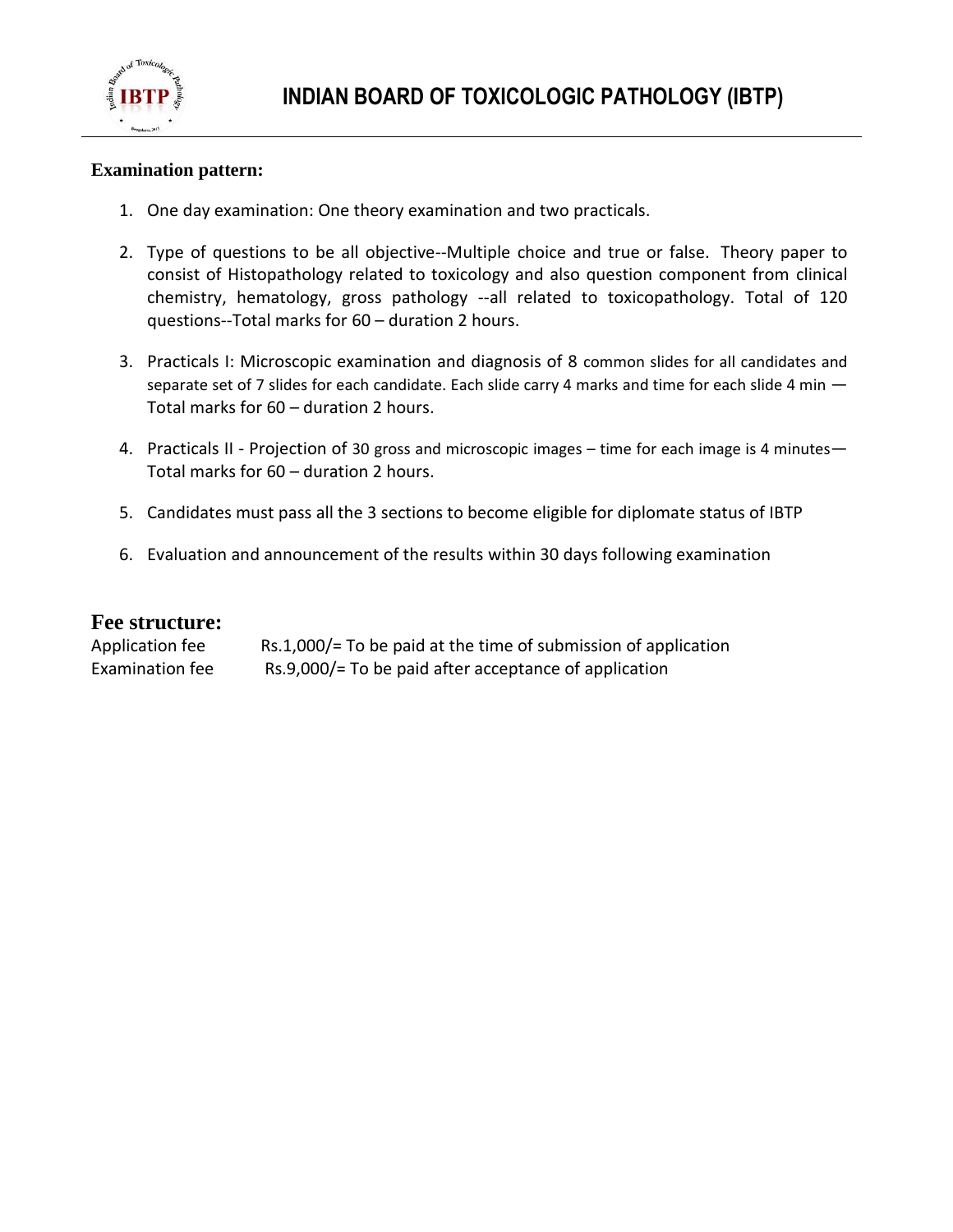**Examination pattern:**

1. One day examination: One theory examination and two practicals.

2. Type of questions to be all objective--Multiple choice and true or false. Theory paper to consist of Histopathology related to toxicology and also question component from clinical chemistry, hematology, gross pathology --all related to toxicopathology. Total of 120 questions--Total marks for 60 – duration 2 hours.

3. Practicals I: Microscopic examination and diagnosis of 8 common slides for all candidates and separate set of 7 slides for each candidate. Each slide carry 4 marks and time for each slide 4 min — Total marks for 60 – duration 2 hours.

4. Practicals II - Projection of 30 gross and microscopic images – time for each image is 4 minutes— Total marks for 60 – duration 2 hours.

5. Candidates must pass all the 3 sections to become eligible for diplomate status of IBTP

6. Evaluation and announcement of the results within 30 days following examination

## Fee structure:

| | |
|---|---|
| Application fee | Rs.1,000/= To be paid at the time of submission of application |
| Examination fee | Rs.9,000/= To be paid after acceptance of application |